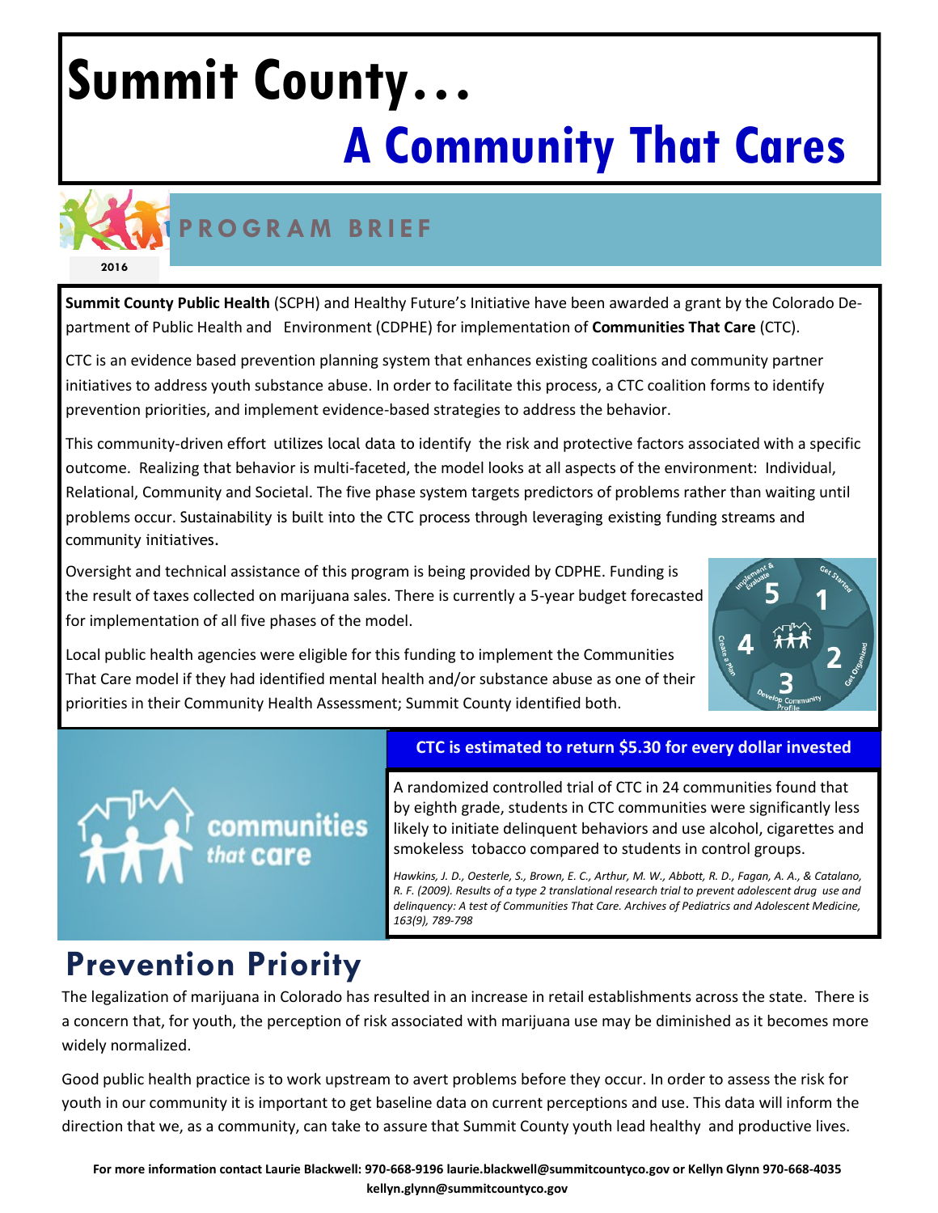# Summit County…

## A Community That Cares

### PROGRAM BRIEF

2016

**Summit County Public Health** (SCPH) and Healthy Future's Initiative have been awarded a grant by the Colorado Department of Public Health and Environment (CDPHE) for implementation of **Communities That Care** (CTC).

CTC is an evidence based prevention planning system that enhances existing coalitions and community partner initiatives to address youth substance abuse. In order to facilitate this process, a CTC coalition forms to identify prevention priorities, and implement evidence-based strategies to address the behavior.

This community-driven effort utilizes local data to identify the risk and protective factors associated with a specific outcome. Realizing that behavior is multi-faceted, the model looks at all aspects of the environment: Individual, Relational, Community and Societal. The five phase system targets predictors of problems rather than waiting until problems occur. Sustainability is built into the CTC process through leveraging existing funding streams and community initiatives.

Oversight and technical assistance of this program is being provided by CDPHE. Funding is the result of taxes collected on marijuana sales. There is currently a 5-year budget forecasted for implementation of all five phases of the model.

Local public health agencies were eligible for this funding to implement the Communities That Care model if they had identified mental health and/or substance abuse as one of their priorities in their Community Health Assessment; Summit County identified both.

**CTC is estimated to return $5.30 for every dollar invested**

A randomized controlled trial of CTC in 24 communities found that by eighth grade, students in CTC communities were significantly less likely to initiate delinquent behaviors and use alcohol, cigarettes and smokeless tobacco compared to students in control groups.

*Hawkins, J. D., Oesterle, S., Brown, E. C., Arthur, M. W., Abbott, R. D., Fagan, A. A., & Catalano, R. F. (2009). Results of a type 2 translational research trial to prevent adolescent drug use and delinquency: A test of Communities That Care. Archives of Pediatrics and Adolescent Medicine, 163(9), 789-798*

## Prevention Priority

The legalization of marijuana in Colorado has resulted in an increase in retail establishments across the state. There is a concern that, for youth, the perception of risk associated with marijuana use may be diminished as it becomes more widely normalized.

Good public health practice is to work upstream to avert problems before they occur. In order to assess the risk for youth in our community it is important to get baseline data on current perceptions and use. This data will inform the direction that we, as a community, can take to assure that Summit County youth lead healthy and productive lives.

**For more information contact Laurie Blackwell: 970-668-9196 laurie.blackwell@summitcountyco.gov or Kellyn Glynn 970-668-4035 kellyn.glynn@summitcountyco.gov**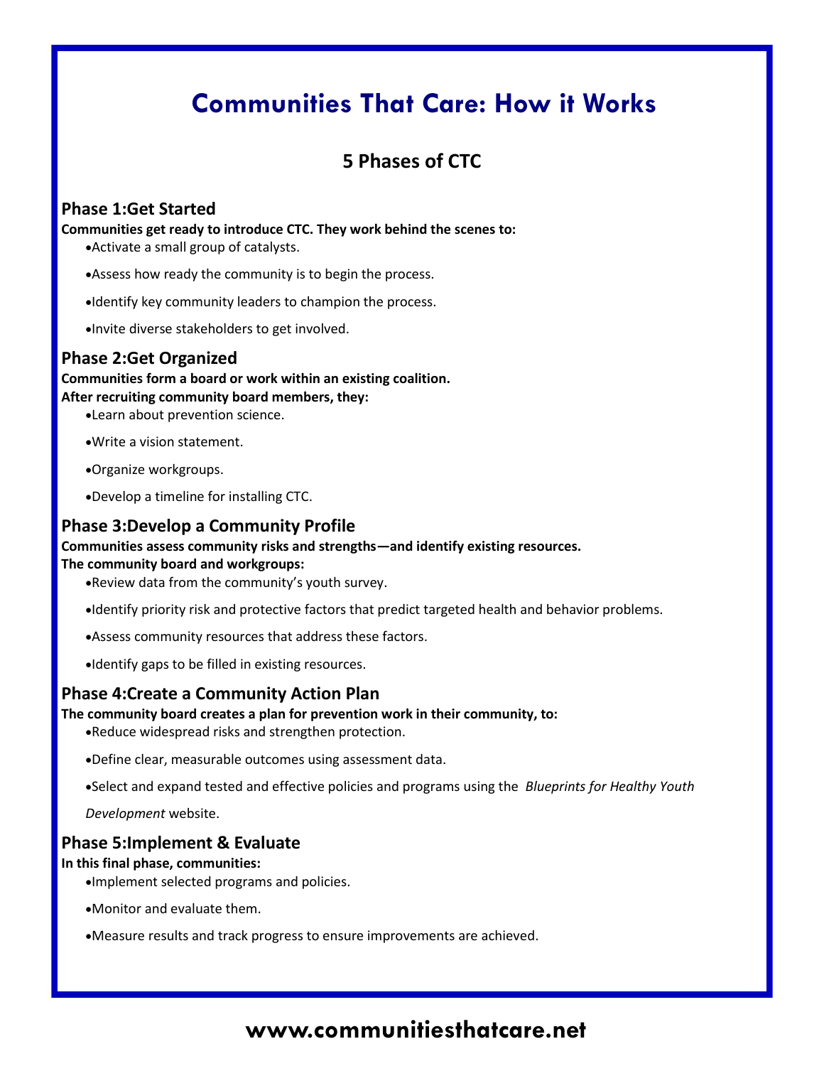# Communities That Care: How it Works

## 5 Phases of CTC

### Phase 1:Get Started

**Communities get ready to introduce CTC. They work behind the scenes to:**

- Activate a small group of catalysts.
- Assess how ready the community is to begin the process.
- Identify key community leaders to champion the process.
- Invite diverse stakeholders to get involved.

### Phase 2:Get Organized

**Communities form a board or work within an existing coalition.**
**After recruiting community board members, they:**

- Learn about prevention science.
- Write a vision statement.
- Organize workgroups.
- Develop a timeline for installing CTC.

### Phase 3:Develop a Community Profile

**Communities assess community risks and strengths—and identify existing resources.**
**The community board and workgroups:**

- Review data from the community's youth survey.
- Identify priority risk and protective factors that predict targeted health and behavior problems.
- Assess community resources that address these factors.
- Identify gaps to be filled in existing resources.

### Phase 4:Create a Community Action Plan

**The community board creates a plan for prevention work in their community, to:**

- Reduce widespread risks and strengthen protection.
- Define clear, measurable outcomes using assessment data.
- Select and expand tested and effective policies and programs using the *Blueprints for Healthy Youth Development* website.

### Phase 5:Implement & Evaluate

**In this final phase, communities:**

- Implement selected programs and policies.
- Monitor and evaluate them.
- Measure results and track progress to ensure improvements are achieved.

**www.communitiesthatcare.net**